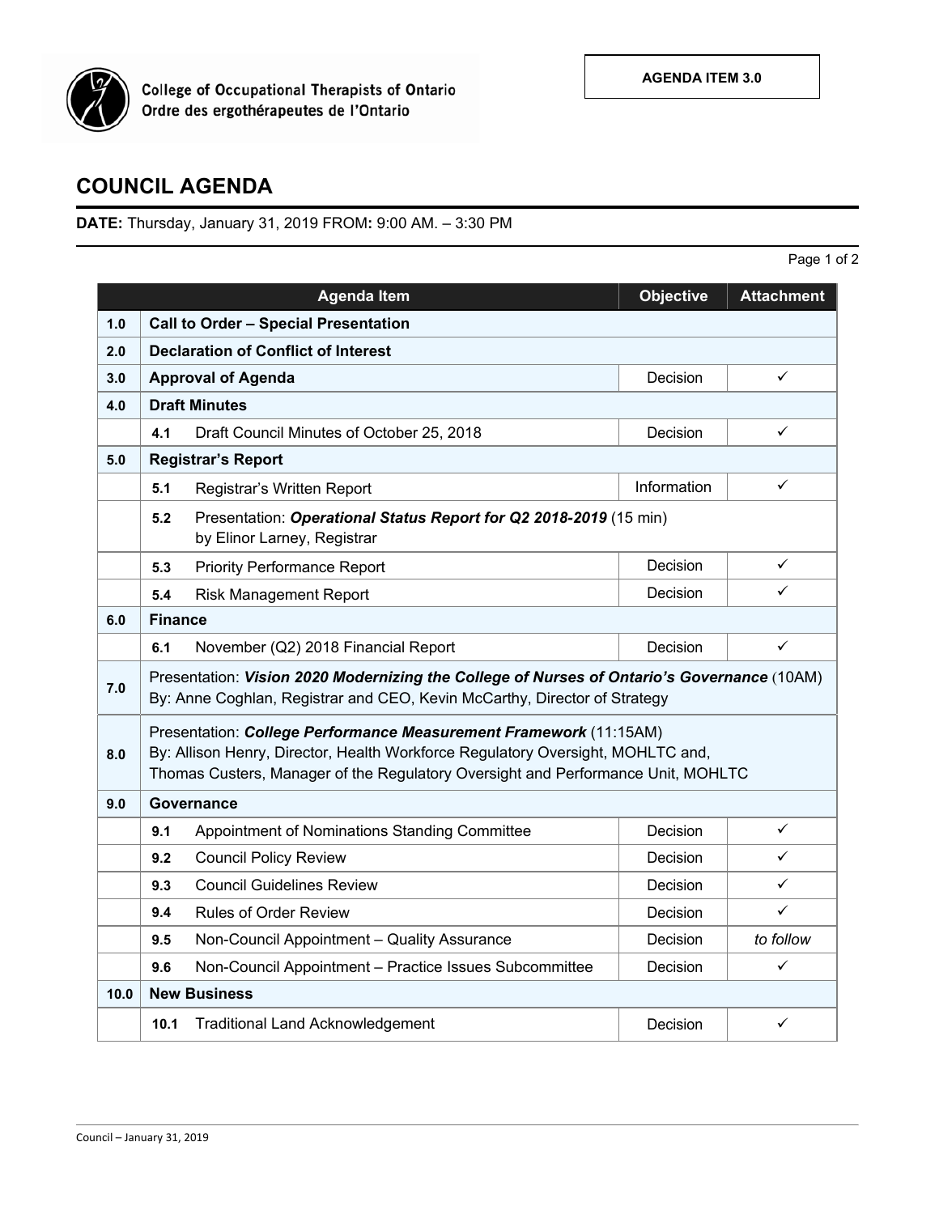College of Occupational Therapists of Ontario
Ordre des ergothérapeutes de l'Ontario

**AGENDA ITEM 3.0**

# COUNCIL AGENDA

**DATE:** Thursday, January 31, 2019 FROM**:** 9:00 AM. – 3:30 PM

| | Agenda Item | Objective | Attachment |
|---|---|---|---|
| **1.0** | **Call to Order – Special Presentation** | | |
| **2.0** | **Declaration of Conflict of Interest** | | |
| **3.0** | **Approval of Agenda** | Decision | ✓ |
| **4.0** | **Draft Minutes** | | |
| | **4.1** Draft Council Minutes of October 25, 2018 | Decision | ✓ |
| **5.0** | **Registrar's Report** | | |
| | **5.1** Registrar's Written Report | Information | ✓ |
| | **5.2** Presentation: ***Operational Status Report for Q2 2018-2019*** (15 min) by Elinor Larney, Registrar | | |
| | **5.3** Priority Performance Report | Decision | ✓ |
| | **5.4** Risk Management Report | Decision | ✓ |
| **6.0** | **Finance** | | |
| | **6.1** November (Q2) 2018 Financial Report | Decision | ✓ |
| **7.0** | Presentation: ***Vision 2020 Modernizing the College of Nurses of Ontario's Governance*** (10AM) By: Anne Coghlan, Registrar and CEO, Kevin McCarthy, Director of Strategy | | |
| **8.0** | Presentation: ***College Performance Measurement Framework*** (11:15AM) By: Allison Henry, Director, Health Workforce Regulatory Oversight, MOHLTC and, Thomas Custers, Manager of the Regulatory Oversight and Performance Unit, MOHLTC | | |
| **9.0** | **Governance** | | |
| | **9.1** Appointment of Nominations Standing Committee | Decision | ✓ |
| | **9.2** Council Policy Review | Decision | ✓ |
| | **9.3** Council Guidelines Review | Decision | ✓ |
| | **9.4** Rules of Order Review | Decision | ✓ |
| | **9.5** Non-Council Appointment – Quality Assurance | Decision | *to follow* |
| | **9.6** Non-Council Appointment – Practice Issues Subcommittee | Decision | ✓ |
| **10.0** | **New Business** | | |
| | **10.1** Traditional Land Acknowledgement | Decision | ✓ |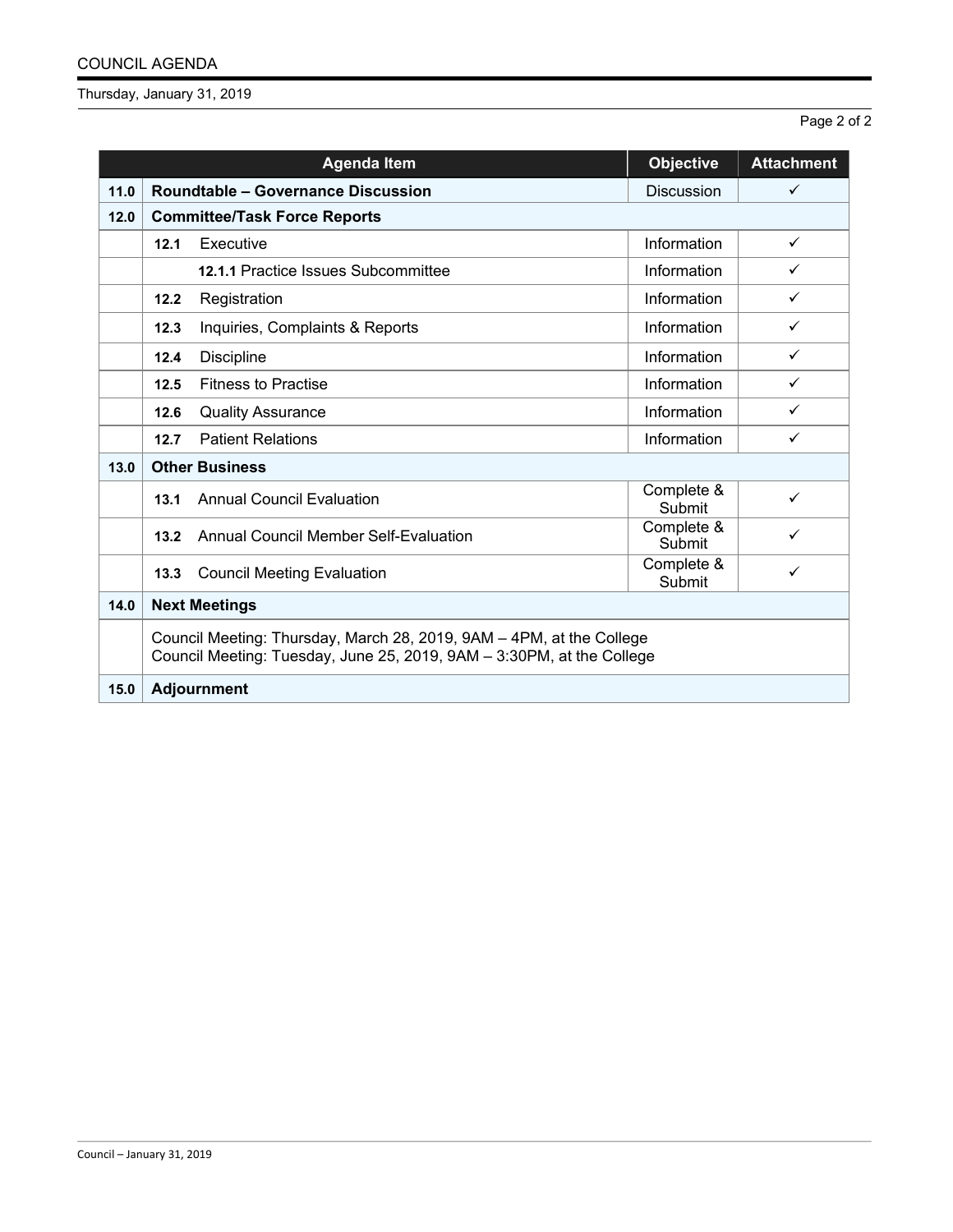COUNCIL AGENDA

Thursday, January 31, 2019

| | Agenda Item | Objective | Attachment |
|---|---|---|---|
| **11.0** | **Roundtable – Governance Discussion** | Discussion | ✓ |
| **12.0** | **Committee/Task Force Reports** | | |
| | **12.1** Executive | Information | ✓ |
| | **12.1.1** Practice Issues Subcommittee | Information | ✓ |
| | **12.2** Registration | Information | ✓ |
| | **12.3** Inquiries, Complaints & Reports | Information | ✓ |
| | **12.4** Discipline | Information | ✓ |
| | **12.5** Fitness to Practise | Information | ✓ |
| | **12.6** Quality Assurance | Information | ✓ |
| | **12.7** Patient Relations | Information | ✓ |
| **13.0** | **Other Business** | | |
| | **13.1** Annual Council Evaluation | Complete & Submit | ✓ |
| | **13.2** Annual Council Member Self-Evaluation | Complete & Submit | ✓ |
| | **13.3** Council Meeting Evaluation | Complete & Submit | ✓ |
| **14.0** | **Next Meetings** | | |
| | Council Meeting: Thursday, March 28, 2019, 9AM – 4PM, at the College<br>Council Meeting: Tuesday, June 25, 2019, 9AM – 3:30PM, at the College | | |
| **15.0** | **Adjournment** | | |